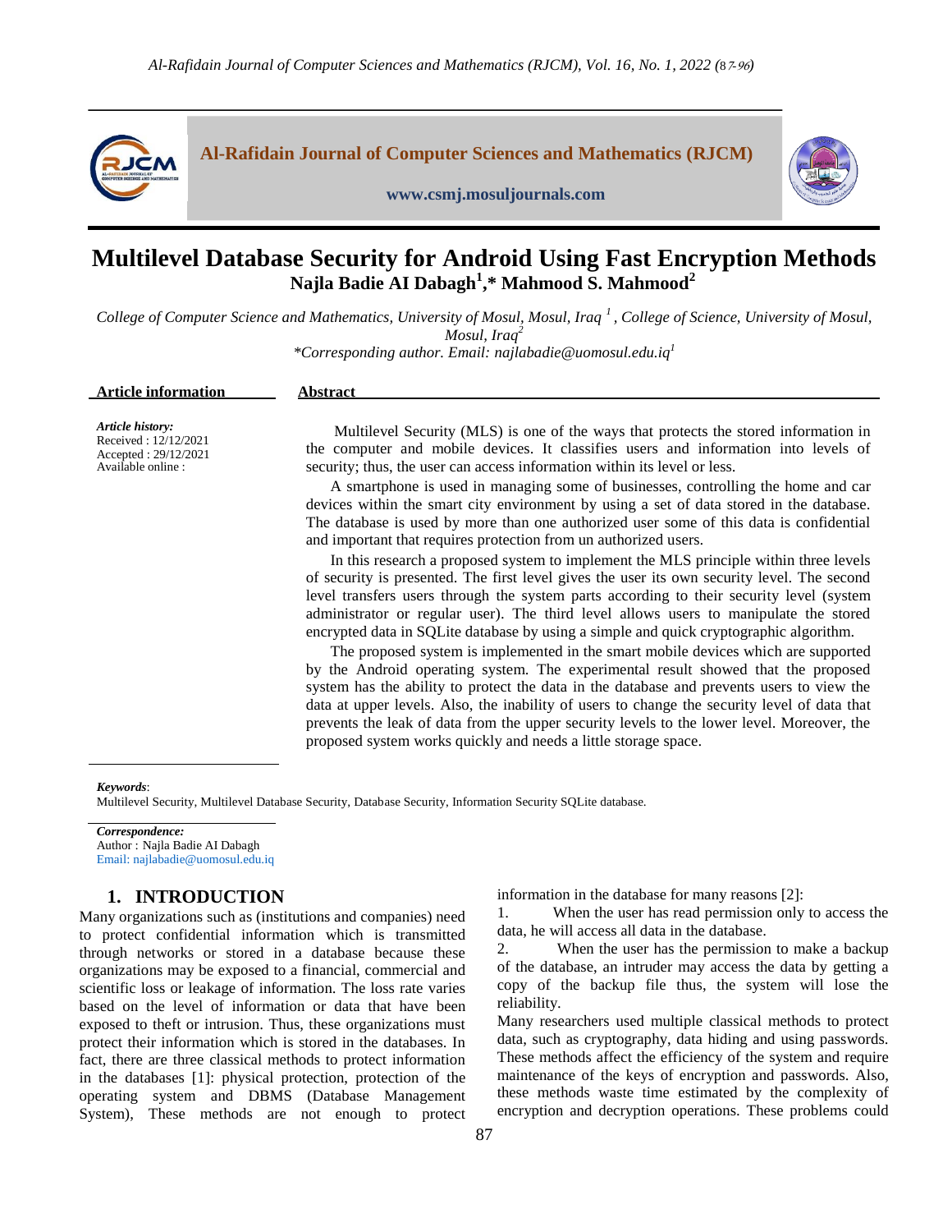# Multilevel Database Security for Android Using Fast Encryption Methods

**Najla Badie AI Dabagh[1],* Mahmood S. Mahmood[2]**

*College of Computer Science and Mathematics, University of Mosul, Mosul, Iraq [1], College of Science, University of Mosul, Mosul, Iraq[2]*

*\*Corresponding author. Email: najlabadie@uomosul.edu.iq[1]*

**Article information**

*Article history:*
Received : 12/12/2021
Accepted : 29/12/2021
Available online :

**Abstract**

Multilevel Security (MLS) is one of the ways that protects the stored information in the computer and mobile devices. It classifies users and information into levels of security; thus, the user can access information within its level or less.

A smartphone is used in managing some of businesses, controlling the home and car devices within the smart city environment by using a set of data stored in the database. The database is used by more than one authorized user some of this data is confidential and important that requires protection from un authorized users.

In this research a proposed system to implement the MLS principle within three levels of security is presented. The first level gives the user its own security level. The second level transfers users through the system parts according to their security level (system administrator or regular user). The third level allows users to manipulate the stored encrypted data in SQLite database by using a simple and quick cryptographic algorithm.

The proposed system is implemented in the smart mobile devices which are supported by the Android operating system. The experimental result showed that the proposed system has the ability to protect the data in the database and prevents users to view the data at upper levels. Also, the inability of users to change the security level of data that prevents the leak of data from the upper security levels to the lower level. Moreover, the proposed system works quickly and needs a little storage space.

*Keywords*:
Multilevel Security, Multilevel Database Security, Database Security, Information Security SQLite database.

*Correspondence:*
Author : Najla Badie AI Dabagh
Email: najlabadie@uomosul.edu.iq

## 1. INTRODUCTION

Many organizations such as (institutions and companies) need to protect confidential information which is transmitted through networks or stored in a database because these organizations may be exposed to a financial, commercial and scientific loss or leakage of information. The loss rate varies based on the level of information or data that have been exposed to theft or intrusion. Thus, these organizations must protect their information which is stored in the databases. In fact, there are three classical methods to protect information in the databases [1]: physical protection, protection of the operating system and DBMS (Database Management System), These methods are not enough to protect information in the database for many reasons [2]:

1. When the user has read permission only to access the data, he will access all data in the database.
2. When the user has the permission to make a backup of the database, an intruder may access the data by getting a copy of the backup file thus, the system will lose the reliability.

Many researchers used multiple classical methods to protect data, such as cryptography, data hiding and using passwords. These methods affect the efficiency of the system and require maintenance of the keys of encryption and passwords. Also, these methods waste time estimated by the complexity of encryption and decryption operations. These problems could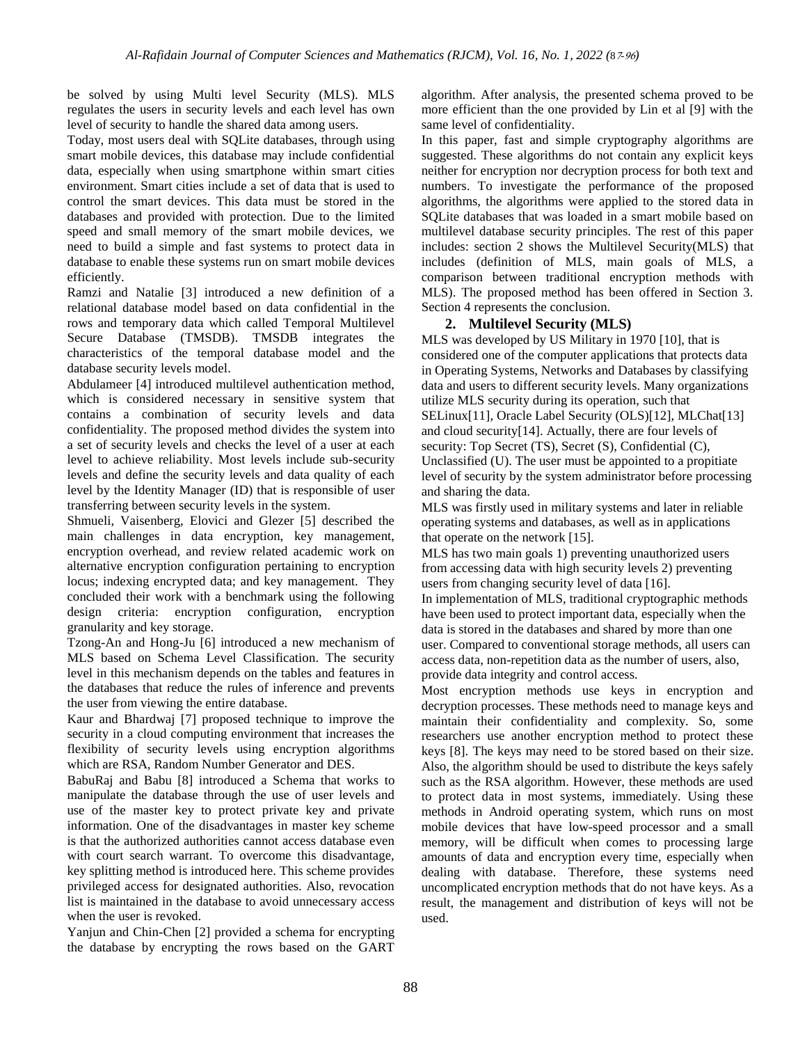be solved by using Multi level Security (MLS). MLS regulates the users in security levels and each level has own level of security to handle the shared data among users.

Today, most users deal with SQLite databases, through using smart mobile devices, this database may include confidential data, especially when using smartphone within smart cities environment. Smart cities include a set of data that is used to control the smart devices. This data must be stored in the databases and provided with protection. Due to the limited speed and small memory of the smart mobile devices, we need to build a simple and fast systems to protect data in database to enable these systems run on smart mobile devices efficiently.

Ramzi and Natalie [3] introduced a new definition of a relational database model based on data confidential in the rows and temporary data which called Temporal Multilevel Secure Database (TMSDB). TMSDB integrates the characteristics of the temporal database model and the database security levels model.

Abdulameer [4] introduced multilevel authentication method, which is considered necessary in sensitive system that contains a combination of security levels and data confidentiality. The proposed method divides the system into a set of security levels and checks the level of a user at each level to achieve reliability. Most levels include sub-security levels and define the security levels and data quality of each level by the Identity Manager (ID) that is responsible of user transferring between security levels in the system.

Shmueli, Vaisenberg, Elovici and Glezer [5] described the main challenges in data encryption, key management, encryption overhead, and review related academic work on alternative encryption configuration pertaining to encryption locus; indexing encrypted data; and key management. They concluded their work with a benchmark using the following design criteria: encryption configuration, encryption granularity and key storage.

Tzong-An and Hong-Ju [6] introduced a new mechanism of MLS based on Schema Level Classification. The security level in this mechanism depends on the tables and features in the databases that reduce the rules of inference and prevents the user from viewing the entire database.

Kaur and Bhardwaj [7] proposed technique to improve the security in a cloud computing environment that increases the flexibility of security levels using encryption algorithms which are RSA, Random Number Generator and DES.

BabuRaj and Babu [8] introduced a Schema that works to manipulate the database through the use of user levels and use of the master key to protect private key and private information. One of the disadvantages in master key scheme is that the authorized authorities cannot access database even with court search warrant. To overcome this disadvantage, key splitting method is introduced here. This scheme provides privileged access for designated authorities. Also, revocation list is maintained in the database to avoid unnecessary access when the user is revoked.

Yanjun and Chin-Chen [2] provided a schema for encrypting the database by encrypting the rows based on the GART algorithm. After analysis, the presented schema proved to be more efficient than the one provided by Lin et al [9] with the same level of confidentiality.

In this paper, fast and simple cryptography algorithms are suggested. These algorithms do not contain any explicit keys neither for encryption nor decryption process for both text and numbers. To investigate the performance of the proposed algorithms, the algorithms were applied to the stored data in SQLite databases that was loaded in a smart mobile based on multilevel database security principles. The rest of this paper includes: section 2 shows the Multilevel Security(MLS) that includes (definition of MLS, main goals of MLS, a comparison between traditional encryption methods with MLS). The proposed method has been offered in Section 3. Section 4 represents the conclusion.

## 2. Multilevel Security (MLS)

MLS was developed by US Military in 1970 [10], that is considered one of the computer applications that protects data in Operating Systems, Networks and Databases by classifying data and users to different security levels. Many organizations utilize MLS security during its operation, such that SELinux[11], Oracle Label Security (OLS)[12], MLChat[13] and cloud security[14]. Actually, there are four levels of security: Top Secret (TS), Secret (S), Confidential (C), Unclassified (U). The user must be appointed to a propitiate level of security by the system administrator before processing and sharing the data.

MLS was firstly used in military systems and later in reliable operating systems and databases, as well as in applications that operate on the network [15].

MLS has two main goals 1) preventing unauthorized users from accessing data with high security levels 2) preventing users from changing security level of data [16].

In implementation of MLS, traditional cryptographic methods have been used to protect important data, especially when the data is stored in the databases and shared by more than one user. Compared to conventional storage methods, all users can access data, non-repetition data as the number of users, also, provide data integrity and control access.

Most encryption methods use keys in encryption and decryption processes. These methods need to manage keys and maintain their confidentiality and complexity. So, some researchers use another encryption method to protect these keys [8]. The keys may need to be stored based on their size. Also, the algorithm should be used to distribute the keys safely such as the RSA algorithm. However, these methods are used to protect data in most systems, immediately. Using these methods in Android operating system, which runs on most mobile devices that have low-speed processor and a small memory, will be difficult when comes to processing large amounts of data and encryption every time, especially when dealing with database. Therefore, these systems need uncomplicated encryption methods that do not have keys. As a result, the management and distribution of keys will not be used.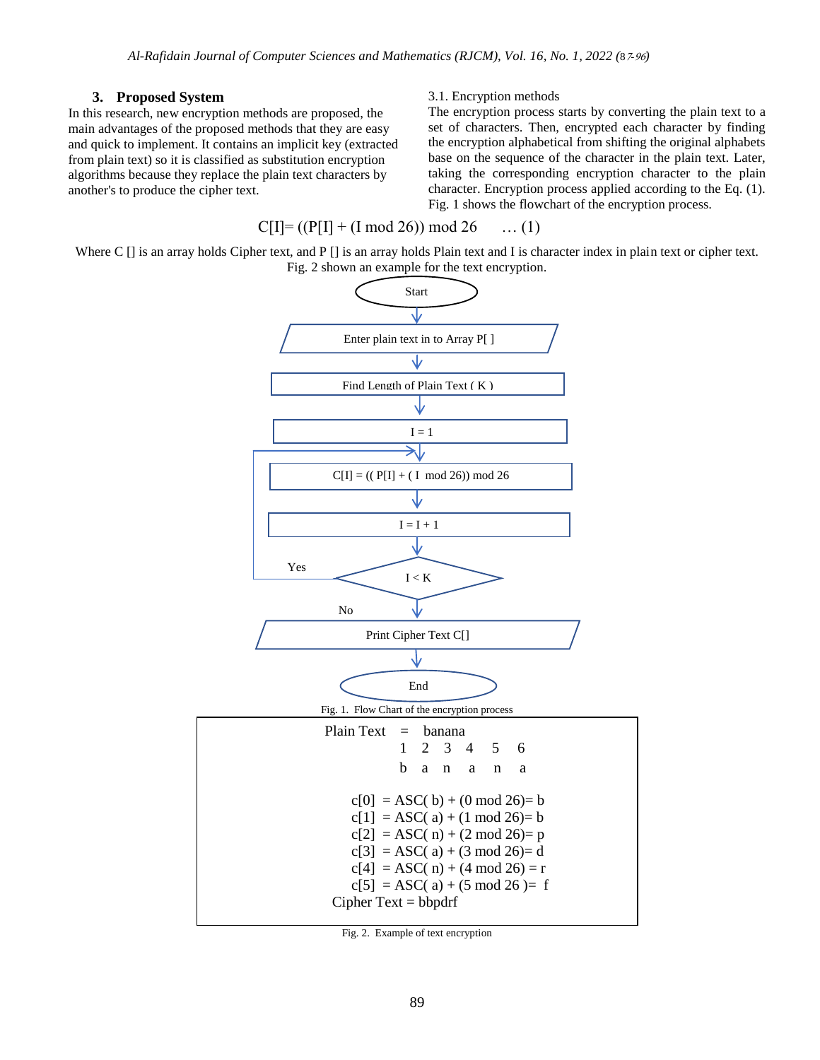## 3. Proposed System

In this research, new encryption methods are proposed, the main advantages of the proposed methods that they are easy and quick to implement. It contains an implicit key (extracted from plain text) so it is classified as substitution encryption algorithms because they replace the plain text characters by another's to produce the cipher text.

### 3.1. Encryption methods

The encryption process starts by converting the plain text to a set of characters. Then, encrypted each character by finding the encryption alphabetical from shifting the original alphabets base on the sequence of the character in the plain text. Later, taking the corresponding encryption character to the plain character. Encryption process applied according to the Eq. (1). Fig. 1 shows the flowchart of the encryption process.

$$C[I] = ((P[I] + (I \bmod 26)) \bmod 26 \quad \ldots (1)$$

Where C [] is an array holds Cipher text, and P [] is an array holds Plain text and I is character index in plain text or cipher text. Fig. 2 shown an example for the text encryption.

```
Start
  ↓
Enter plain text in to Array P[ ]
  ↓
Find Length of Plain Text ( K )
  ↓
I = 1
  ↓  ←──────────────────────────┐
C[I] = (( P[I] + ( I mod 26)) mod 26   │
  ↓                              │
I = I + 1                        │
  ↓                              │
I < K ── Yes ────────────────────┘
  ↓ No
Print Cipher Text C[]
  ↓
End
```

Fig. 1. Flow Chart of the encryption process

```
Plain Text  =  banana
               1  2  3  4  5  6
               b  a  n  a  n  a

c[0]  = ASC( b) + (0 mod 26)= b
c[1]  = ASC( a) + (1 mod 26)= b
c[2]  = ASC( n) + (2 mod 26)= p
c[3]  = ASC( a) + (3 mod 26)= d
c[4]  = ASC( n) + (4 mod 26) = r
c[5]  = ASC( a) + (5 mod 26 )=  f
Cipher Text = bbpdrf
```

Fig. 2. Example of text encryption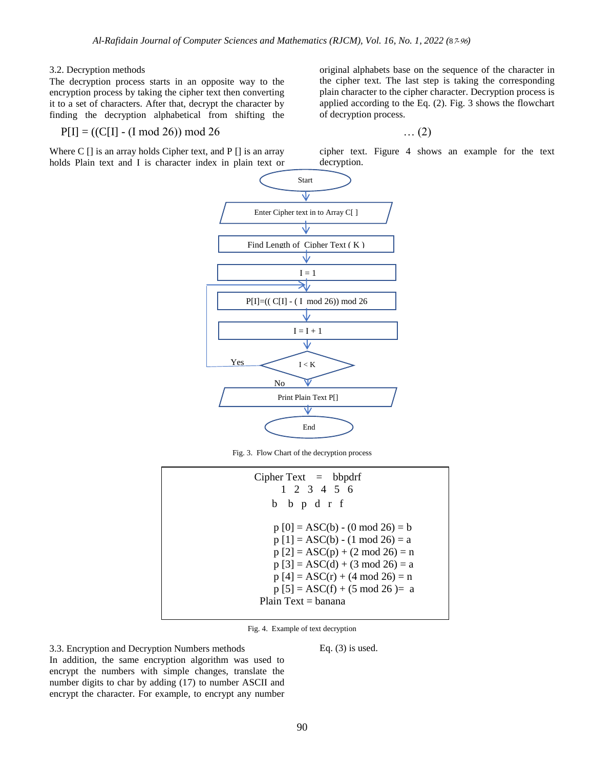3.2. Decryption methods

The decryption process starts in an opposite way to the encryption process by taking the cipher text then converting it to a set of characters. After that, decrypt the character by finding the decryption alphabetical from shifting the original alphabets base on the sequence of the character in the cipher text. The last step is taking the corresponding plain character to the cipher character. Decryption process is applied according to the Eq. (2). Fig. 3 shows the flowchart of decryption process.

$$P[I] = ((C[I] - (I \bmod 26)) \bmod 26 \quad \dots (2)$$

Where C [] is an array holds Cipher text, and P [] is an array holds Plain text and I is character index in plain text or cipher text. Figure 4 shows an example for the text decryption.

```
Start
  ↓
Enter Cipher text in to Array C[ ]
  ↓
Find Length of Cipher Text ( K )
  ↓
I = 1
  ↓
P[I]=(( C[I] - ( I mod 26)) mod 26   ←──┐
  ↓                                     │
I = I + 1                               │
  ↓                                     │
I < K ── Yes ───────────────────────────┘
  │ No
  ↓
Print Plain Text P[]
  ↓
End
```

Fig. 3. Flow Chart of the decryption process

```
Cipher Text = bbpdrf
  1 2 3 4 5 6
  b b p d r f

p [0] = ASC(b) - (0 mod 26) = b
p [1] = ASC(b) - (1 mod 26) = a
p [2] = ASC(p) + (2 mod 26) = n
p [3] = ASC(d) + (3 mod 26) = a
p [4] = ASC(r) + (4 mod 26) = n
p [5] = ASC(f) + (5 mod 26 )= a
Plain Text = banana
```

Fig. 4. Example of text decryption

3.3. Encryption and Decryption Numbers methods

In addition, the same encryption algorithm was used to encrypt the numbers with simple changes, translate the number digits to char by adding (17) to number ASCII and encrypt the character. For example, to encrypt any number Eq. (3) is used.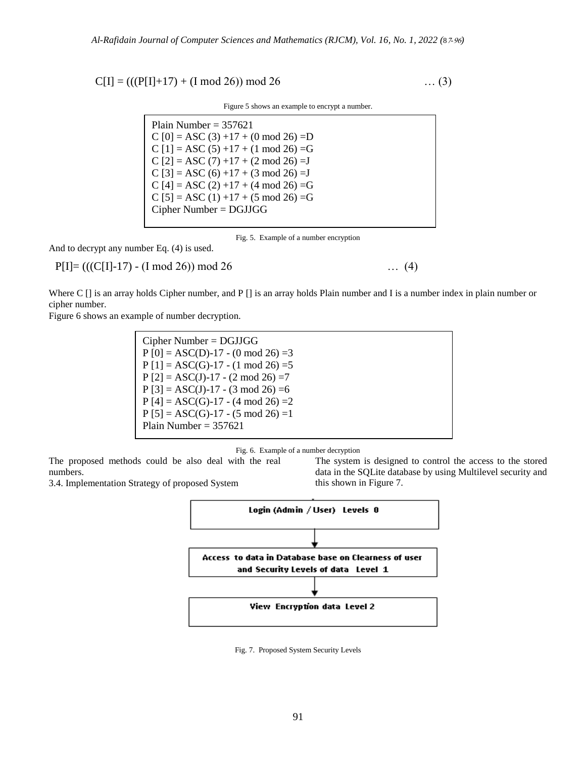$$C[I] = (((P[I]+17) + (I \bmod 26)) \bmod 26 \quad \ldots (3)$$

Figure 5 shows an example to encrypt a number.

```
Plain Number = 357621
C [0] = ASC (3) +17 + (0 mod 26) =D
C [1] = ASC (5) +17 + (1 mod 26) =G
C [2] = ASC (7) +17 + (2 mod 26) =J
C [3] = ASC (6) +17 + (3 mod 26) =J
C [4] = ASC (2) +17 + (4 mod 26) =G
C [5] = ASC (1) +17 + (5 mod 26) =G
Cipher Number = DGJJGG
```

Fig. 5. Example of a number encryption

And to decrypt any number Eq. (4) is used.

$$P[I]= (((C[I]-17) - (I \bmod 26)) \bmod 26 \quad \ldots (4)$$

Where C [] is an array holds Cipher number, and P [] is an array holds Plain number and I is a number index in plain number or cipher number.

Figure 6 shows an example of number decryption.

```
Cipher Number = DGJJGG
P [0] = ASC(D)-17 - (0 mod 26) =3
P [1] = ASC(G)-17 - (1 mod 26) =5
P [2] = ASC(J)-17 - (2 mod 26) =7
P [3] = ASC(J)-17 - (3 mod 26) =6
P [4] = ASC(G)-17 - (4 mod 26) =2
P [5] = ASC(G)-17 - (5 mod 26) =1
Plain Number = 357621
```

Fig. 6. Example of a number decryption

The proposed methods could be also deal with the real numbers.

### 3.4. Implementation Strategy of proposed System

The system is designed to control the access to the stored data in the SQLite database by using Multilevel security and this shown in Figure 7.

```
Login (Admin / User) Levels 0
        ↓
Access to data in Database base on Clearness of user
and Security Levels of data Level 1
        ↓
View Encryption data Level 2
```

Fig. 7. Proposed System Security Levels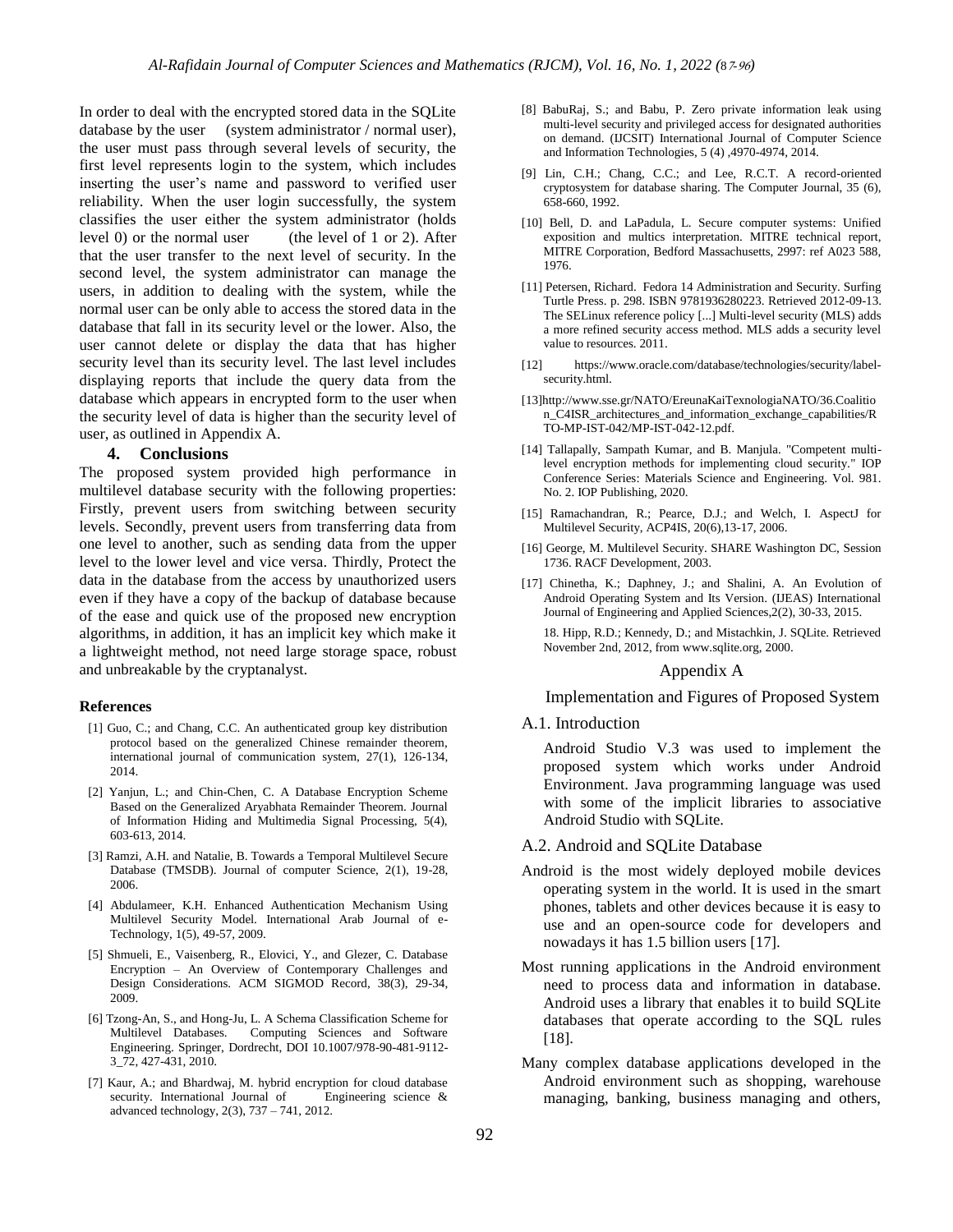In order to deal with the encrypted stored data in the SQLite database by the user (system administrator / normal user), the user must pass through several levels of security, the first level represents login to the system, which includes inserting the user's name and password to verified user reliability. When the user login successfully, the system classifies the user either the system administrator (holds level 0) or the normal user (the level of 1 or 2). After that the user transfer to the next level of security. In the second level, the system administrator can manage the users, in addition to dealing with the system, while the normal user can be only able to access the stored data in the database that fall in its security level or the lower. Also, the user cannot delete or display the data that has higher security level than its security level. The last level includes displaying reports that include the query data from the database which appears in encrypted form to the user when the security level of data is higher than the security level of user, as outlined in Appendix A.

## 4. Conclusions

The proposed system provided high performance in multilevel database security with the following properties: Firstly, prevent users from switching between security levels. Secondly, prevent users from transferring data from one level to another, such as sending data from the upper level to the lower level and vice versa. Thirdly, Protect the data in the database from the access by unauthorized users even if they have a copy of the backup of database because of the ease and quick use of the proposed new encryption algorithms, in addition, it has an implicit key which make it a lightweight method, not need large storage space, robust and unbreakable by the cryptanalyst.

### References

[1] Guo, C.; and Chang, C.C. An authenticated group key distribution protocol based on the generalized Chinese remainder theorem, international journal of communication system, 27(1), 126-134, 2014.

[2] Yanjun, L.; and Chin-Chen, C. A Database Encryption Scheme Based on the Generalized Aryabhata Remainder Theorem. Journal of Information Hiding and Multimedia Signal Processing, 5(4), 603-613, 2014.

[3] Ramzi, A.H. and Natalie, B. Towards a Temporal Multilevel Secure Database (TMSDB). Journal of computer Science, 2(1), 19-28, 2006.

[4] Abdulameer, K.H. Enhanced Authentication Mechanism Using Multilevel Security Model. International Arab Journal of e-Technology, 1(5), 49-57, 2009.

[5] Shmueli, E., Vaisenberg, R., Elovici, Y., and Glezer, C. Database Encryption – An Overview of Contemporary Challenges and Design Considerations. ACM SIGMOD Record, 38(3), 29-34, 2009.

[6] Tzong-An, S., and Hong-Ju, L. A Schema Classification Scheme for Multilevel Databases. Computing Sciences and Software Engineering. Springer, Dordrecht, DOI 10.1007/978-90-481-9112-3_72, 427-431, 2010.

[7] Kaur, A.; and Bhardwaj, M. hybrid encryption for cloud database security. International Journal of Engineering science & advanced technology, 2(3), 737 – 741, 2012.

[8] BabuRaj, S.; and Babu, P. Zero private information leak using multi-level security and privileged access for designated authorities on demand. (IJCSIT) International Journal of Computer Science and Information Technologies, 5 (4) ,4970-4974, 2014.

[9] Lin, C.H.; Chang, C.C.; and Lee, R.C.T. A record-oriented cryptosystem for database sharing. The Computer Journal, 35 (6), 658-660, 1992.

[10] Bell, D. and LaPadula, L. Secure computer systems: Unified exposition and multics interpretation. MITRE technical report, MITRE Corporation, Bedford Massachusetts, 2997: ref A023 588, 1976.

[11] Petersen, Richard. Fedora 14 Administration and Security. Surfing Turtle Press. p. 298. ISBN 9781936280223. Retrieved 2012-09-13. The SELinux reference policy [...] Multi-level security (MLS) adds a more refined security access method. MLS adds a security level value to resources. 2011.

[12] https://www.oracle.com/database/technologies/security/label-security.html.

[13]http://www.sse.gr/NATO/EreunaKaiTexnologiaNATO/36.Coalition_C4ISR_architectures_and_information_exchange_capabilities/RTO-MP-IST-042/MP-IST-042-12.pdf.

[14] Tallapally, Sampath Kumar, and B. Manjula. "Competent multi-level encryption methods for implementing cloud security." IOP Conference Series: Materials Science and Engineering. Vol. 981. No. 2. IOP Publishing, 2020.

[15] Ramachandran, R.; Pearce, D.J.; and Welch, I. AspectJ for Multilevel Security, ACP4IS, 20(6),13-17, 2006.

[16] George, M. Multilevel Security. SHARE Washington DC, Session 1736. RACF Development, 2003.

[17] Chinetha, K.; Daphney, J.; and Shalini, A. An Evolution of Android Operating System and Its Version. (IJEAS) International Journal of Engineering and Applied Sciences,2(2), 30-33, 2015.

18. Hipp, R.D.; Kennedy, D.; and Mistachkin, J. SQLite. Retrieved November 2nd, 2012, from www.sqlite.org, 2000.

## Appendix A

### Implementation and Figures of Proposed System

### A.1. Introduction

Android Studio V.3 was used to implement the proposed system which works under Android Environment. Java programming language was used with some of the implicit libraries to associative Android Studio with SQLite.

### A.2. Android and SQLite Database

Android is the most widely deployed mobile devices operating system in the world. It is used in the smart phones, tablets and other devices because it is easy to use and an open-source code for developers and nowadays it has 1.5 billion users [17].

Most running applications in the Android environment need to process data and information in database. Android uses a library that enables it to build SQLite databases that operate according to the SQL rules [18].

Many complex database applications developed in the Android environment such as shopping, warehouse managing, banking, business managing and others,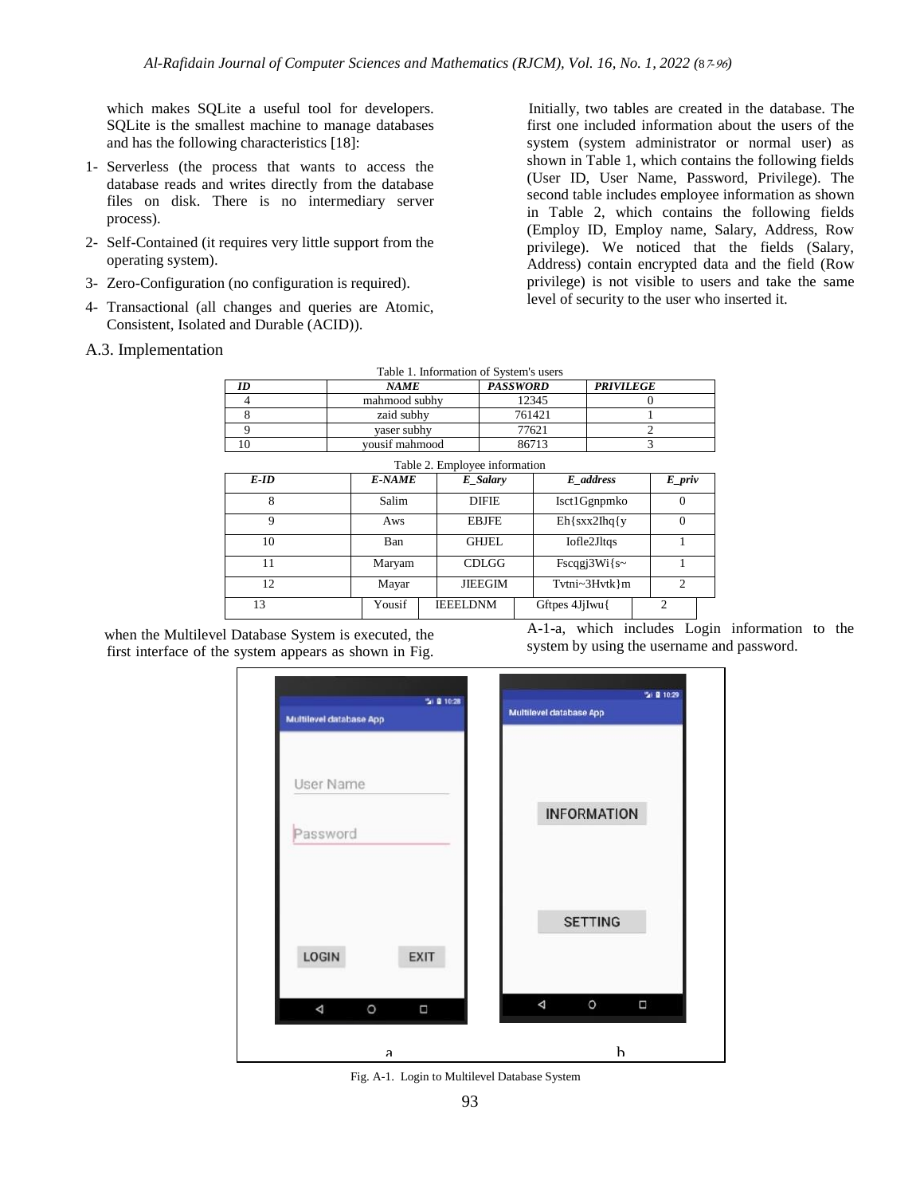which makes SQLite a useful tool for developers. SQLite is the smallest machine to manage databases and has the following characteristics [18]:

1- Serverless (the process that wants to access the database reads and writes directly from the database files on disk. There is no intermediary server process).
2- Self-Contained (it requires very little support from the operating system).
3- Zero-Configuration (no configuration is required).
4- Transactional (all changes and queries are Atomic, Consistent, Isolated and Durable (ACID)).

A.3. Implementation

Initially, two tables are created in the database. The first one included information about the users of the system (system administrator or normal user) as shown in Table 1, which contains the following fields (User ID, User Name, Password, Privilege). The second table includes employee information as shown in Table 2, which contains the following fields (Employ ID, Employ name, Salary, Address, Row privilege). We noticed that the fields (Salary, Address) contain encrypted data and the field (Row privilege) is not visible to users and take the same level of security to the user who inserted it.

Table 1. Information of System's users

| *ID* | *NAME* | *PASSWORD* | *PRIVILEGE* |
|---|---|---|---|
| 4 | mahmood subhy | 12345 | 0 |
| 8 | zaid subhy | 761421 | 1 |
| 9 | yaser subhy | 77621 | 2 |
| 10 | yousif mahmood | 86713 | 3 |

Table 2. Employee information

| *E-ID* | *E-NAME* | *E_Salary* | *E_address* | *E_priv* |
|---|---|---|---|---|
| 8 | Salim | DIFIE | Isct1Ggnpmko | 0 |
| 9 | Aws | EBJFE | Eh{sxx2Ihq{y | 0 |
| 10 | Ban | GHJEL | Iofle2Jltqs | 1 |
| 11 | Maryam | CDLGG | Fscqgj3Wi{s~ | 1 |
| 12 | Mayar | JIEEGIM | Tvtni~3Hvtk}m | 2 |
| 13 | Yousif | IEEELDNM | Gftpes 4JjIwu{ | 2 |

when the Multilevel Database System is executed, the first interface of the system appears as shown in Fig. A-1-a, which includes Login information to the system by using the username and password.

Fig. A-1. Login to Multilevel Database System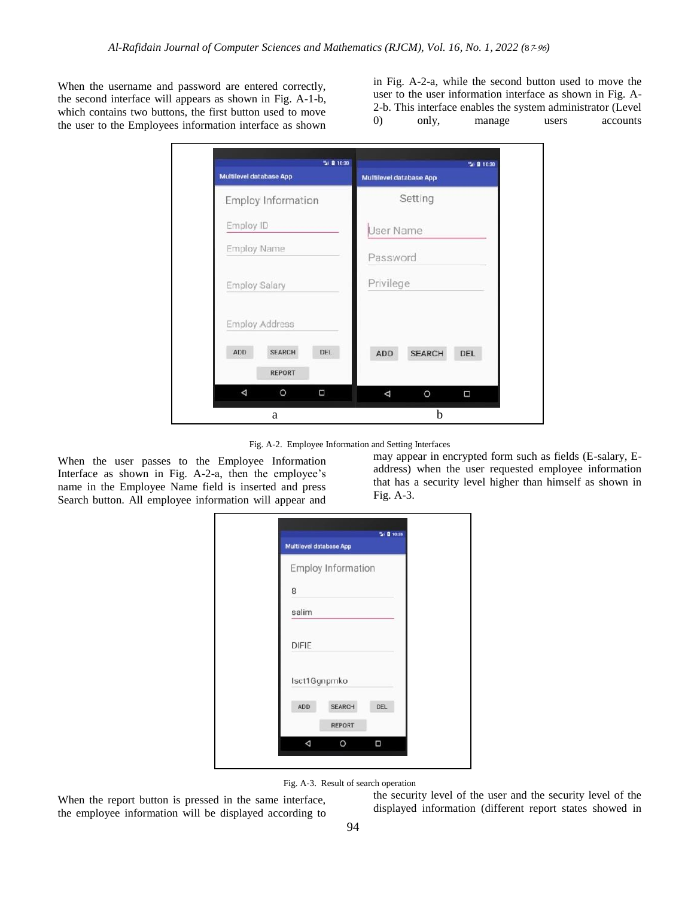When the username and password are entered correctly, the second interface will appears as shown in Fig. A-1-b, which contains two buttons, the first button used to move the user to the Employees information interface as shown in Fig. A-2-a, while the second button used to move the user to the user information interface as shown in Fig. A-2-b. This interface enables the system administrator (Level 0) only, manage users accounts

Fig. A-2. Employee Information and Setting Interfaces

When the user passes to the Employee Information Interface as shown in Fig. A-2-a, then the employee's name in the Employee Name field is inserted and press Search button. All employee information will appear and may appear in encrypted form such as fields (E-salary, E-address) when the user requested employee information that has a security level higher than himself as shown in Fig. A-3.

Fig. A-3. Result of search operation

When the report button is pressed in the same interface, the employee information will be displayed according to the security level of the user and the security level of the displayed information (different report states showed in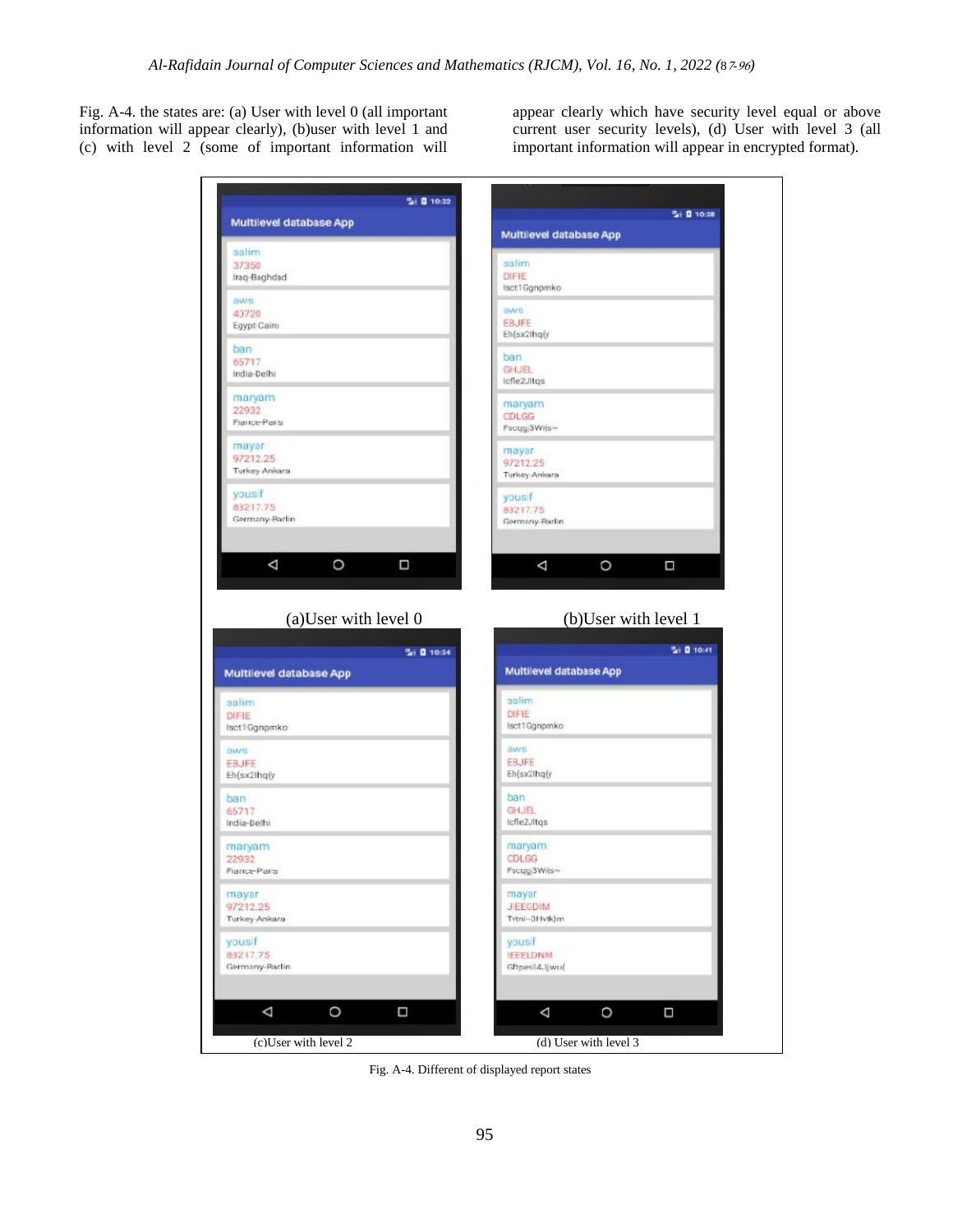Fig. A-4. the states are: (a) User with level 0 (all important information will appear clearly), (b)user with level 1 and (c) with level 2 (some of important information will appear clearly which have security level equal or above current user security levels), (d) User with level 3 (all important information will appear in encrypted format).

(a)User with level 0

(b)User with level 1

(c)User with level 2

(d) User with level 3

Fig. A-4. Different of displayed report states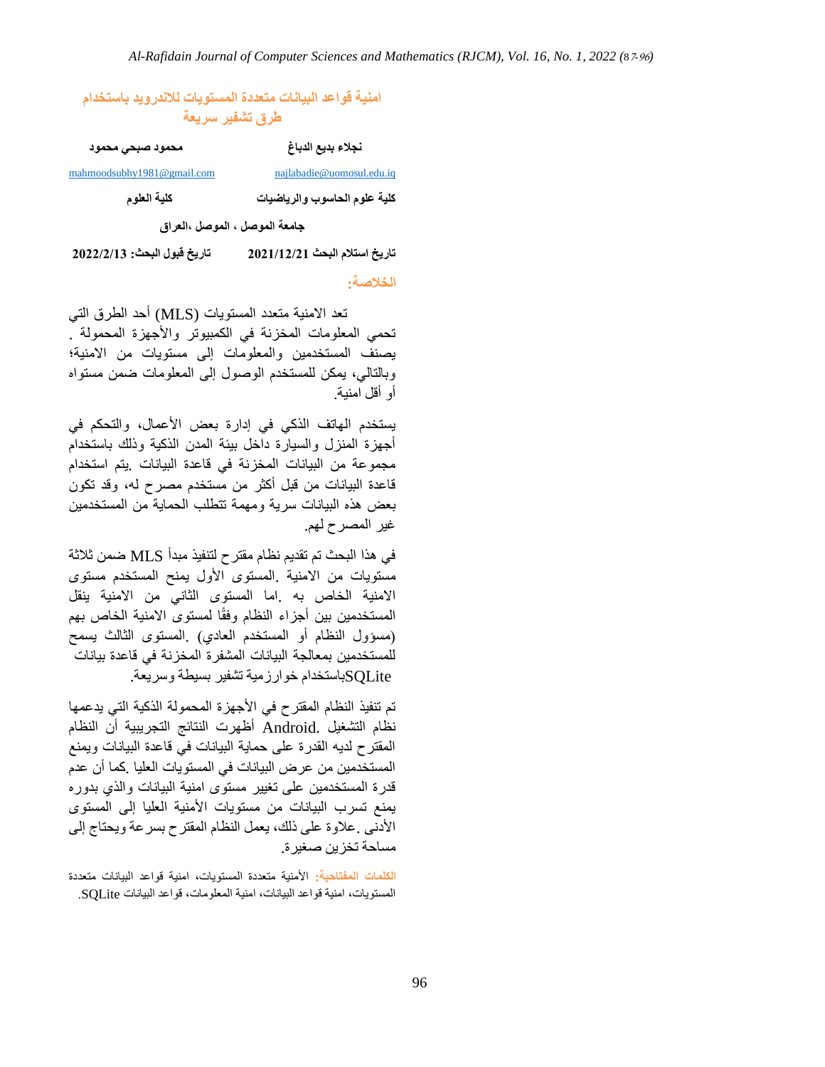# امنية قواعد البيانات متعددة المستويات للاندرويد باستخدام طرق تشفير سريعة

**نجلاء بديع الدباغ** — najlabadie@uomosul.edu.iq

**محمود صبحي محمود** — mahmoodsubhy1981@gmail.com

**كلية علوم الحاسوب والرياضيات** — **كلية العلوم**

**جامعة الموصل ، الموصل ،العراق**

**تاريخ استلام البحث 2021/12/21** — **تاريخ قبول البحث: 2022/2/13**

## الخلاصة:

تعد الامنية متعدد المستويات (MLS) أحد الطرق التي تحمي المعلومات المخزنة في الكمبيوتر والأجهزة المحمولة . يصنف المستخدمين والمعلومات إلى مستويات من الامنية؛ وبالتالي، يمكن للمستخدم الوصول إلى المعلومات ضمن مستواه أو أقل امنية.

يستخدم الهاتف الذكي في إدارة بعض الأعمال، والتحكم في أجهزة المنزل والسيارة داخل بيئة المدن الذكية وذلك باستخدام مجموعة من البيانات المخزنة في قاعدة البيانات .يتم استخدام قاعدة البيانات من قبل أكثر من مستخدم مصرح له، وقد تكون بعض هذه البيانات سرية ومهمة تتطلب الحماية من المستخدمين غير المصرح لهم.

في هذا البحث تم تقديم نظام مقترح لتنفيذ مبدأ MLS ضمن ثلاثة مستويات من الامنية .المستوى الأول يمنح المستخدم مستوى الامنية الخاص به .اما المستوى الثاني من الامنية ينقل المستخدمين بين أجزاء النظام وفقًا لمستوى الامنية الخاص بهم (مسؤول النظام أو المستخدم العادي) .المستوى الثالث يسمح للمستخدمين بمعالجة البيانات المشفرة المخزنة في قاعدة بيانات SQLiteباستخدام خوارزمية تشفير بسيطة وسريعة.

تم تنفيذ النظام المقترح في الأجهزة المحمولة الذكية التي يدعمها نظام التشغيل .Android أظهرت النتائج التجريبية أن النظام المقترح لديه القدرة على حماية البيانات في قاعدة البيانات ويمنع المستخدمين من عرض البيانات في المستويات العليا .كما أن عدم قدرة المستخدمين على تغيير مستوى امنية البيانات والذي بدوره يمنع تسرب البيانات من مستويات الأمنية العليا إلى المستوى الأدنى .علاوة على ذلك، يعمل النظام المقترح بسرعة ويحتاج إلى مساحة تخزين صغيرة.

**الكلمات المفتاحية:** الأمنية متعددة المستويات، امنية قواعد البيانات متعددة المستويات، امنية قواعد البيانات، امنية المعلومات، قواعد البيانات SQLite.